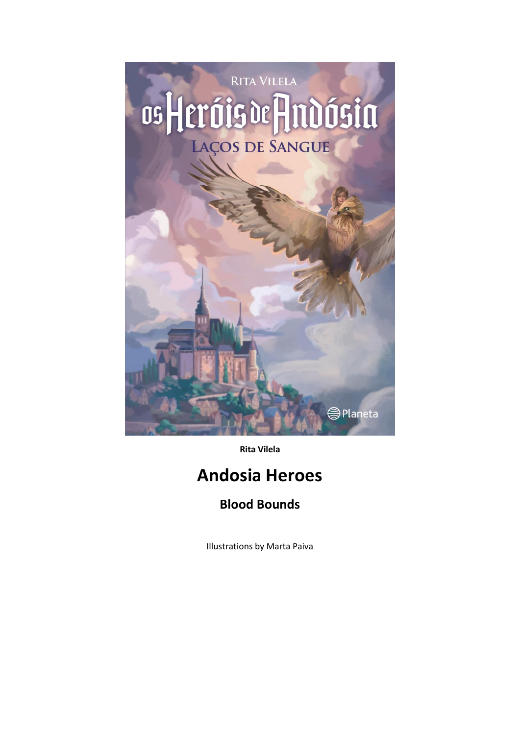**Rita Vilela**

# Andosia Heroes

## Blood Bounds

Illustrations by Marta Paiva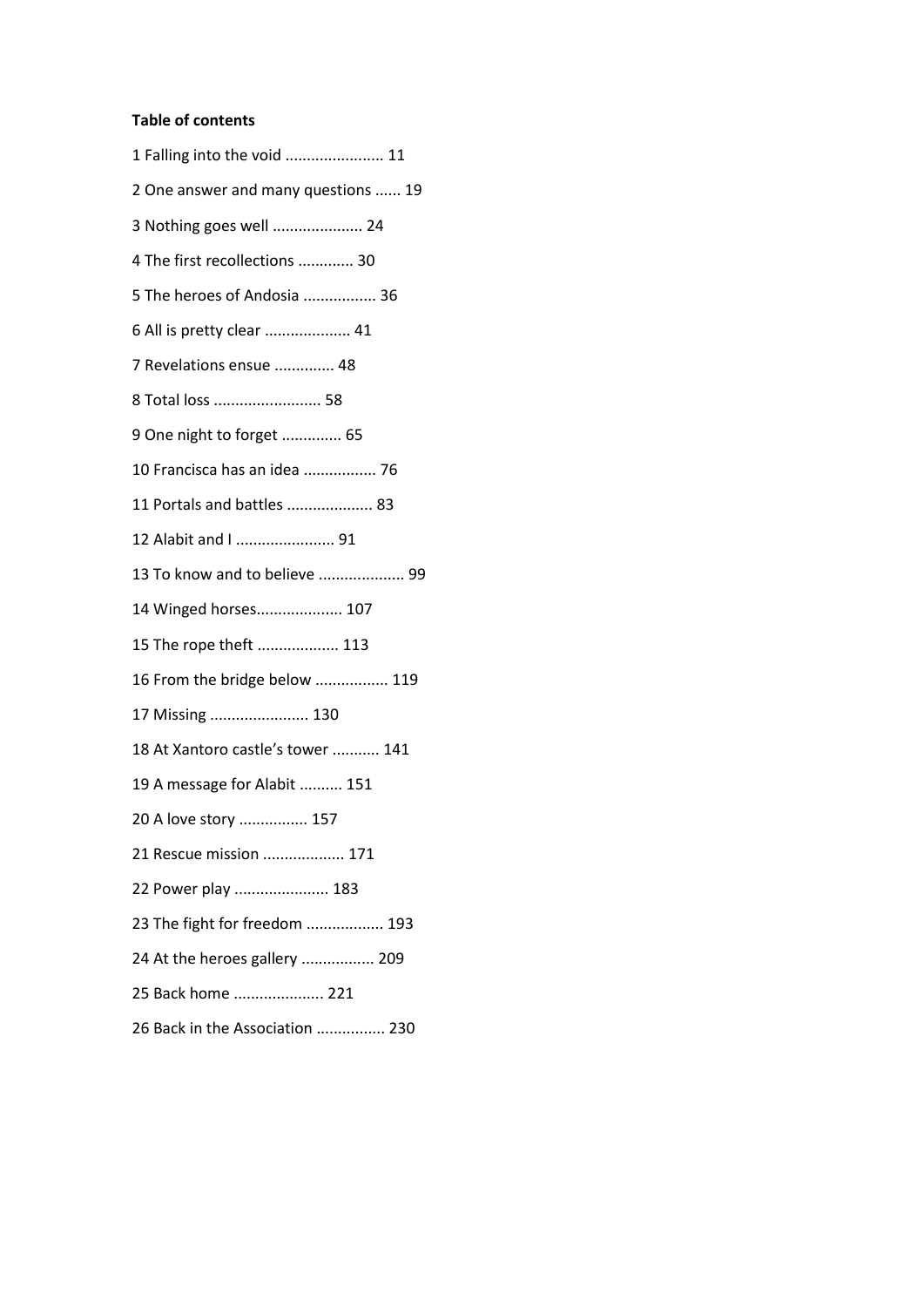**Table of contents**

1 Falling into the void ...................... 11

2 One answer and many questions ...... 19

3 Nothing goes well .................... 24

4 The first recollections ............. 30

5 The heroes of Andosia ................. 36

6 All is pretty clear .................... 41

7 Revelations ensue ............. 48

8 Total loss ......................... 58

9 One night to forget ............. 65

10 Francisca has an idea ................. 76

11 Portals and battles .................... 83

12 Alabit and I ....................... 91

13 To know and to believe .................... 99

14 Winged horses.................... 107

15 The rope theft ................... 113

16 From the bridge below ................. 119

17 Missing ....................... 130

18 At Xantoro castle's tower ........... 141

19 A message for Alabit .......... 151

20 A love story ................ 157

21 Rescue mission ................... 171

22 Power play ...................... 183

23 The fight for freedom .................. 193

24 At the heroes gallery ................. 209

25 Back home ..................... 221

26 Back in the Association ................ 230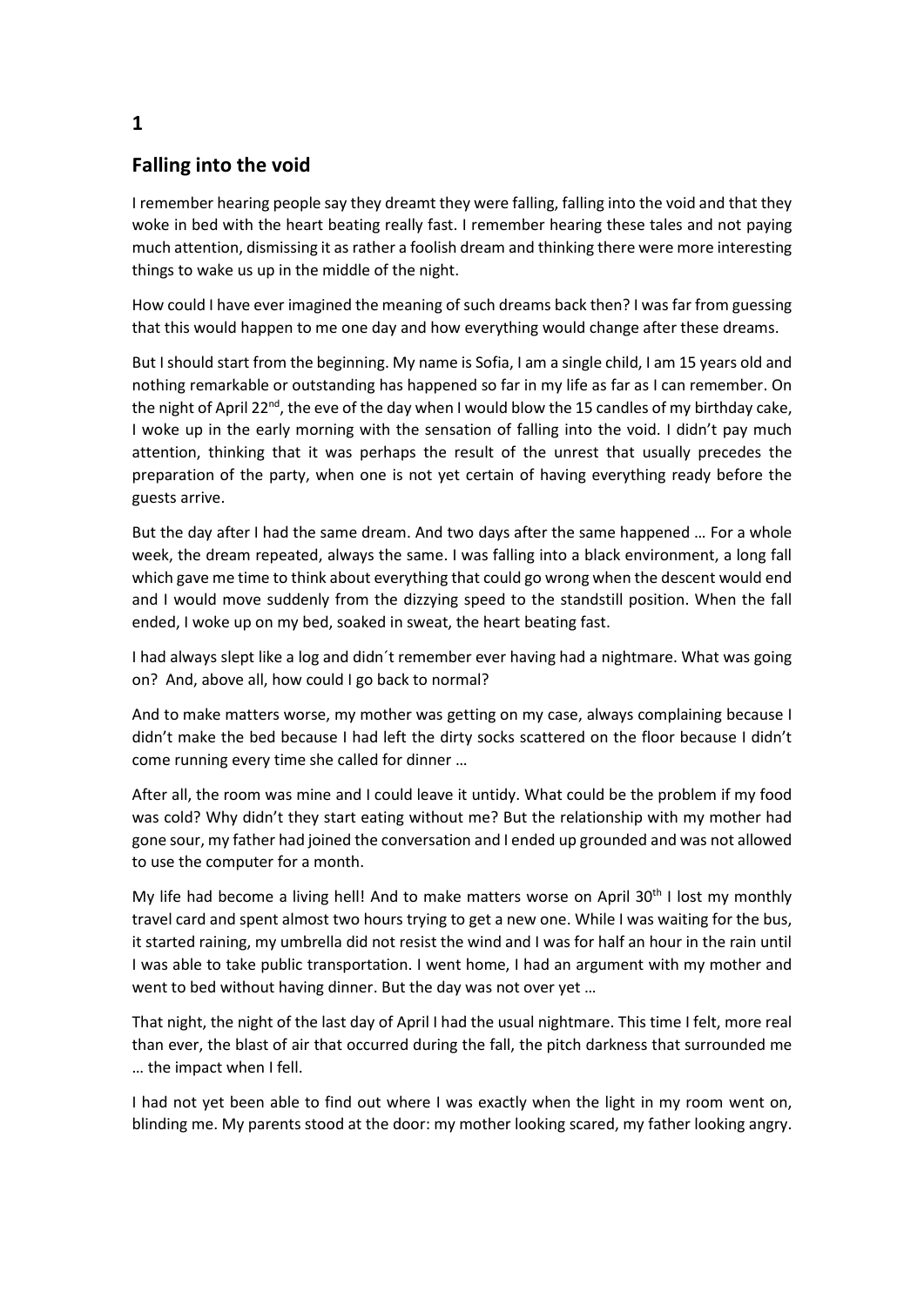# 1

## Falling into the void

I remember hearing people say they dreamt they were falling, falling into the void and that they woke in bed with the heart beating really fast. I remember hearing these tales and not paying much attention, dismissing it as rather a foolish dream and thinking there were more interesting things to wake us up in the middle of the night.

How could I have ever imagined the meaning of such dreams back then? I was far from guessing that this would happen to me one day and how everything would change after these dreams.

But I should start from the beginning. My name is Sofia, I am a single child, I am 15 years old and nothing remarkable or outstanding has happened so far in my life as far as I can remember. On the night of April 22nd, the eve of the day when I would blow the 15 candles of my birthday cake, I woke up in the early morning with the sensation of falling into the void. I didn't pay much attention, thinking that it was perhaps the result of the unrest that usually precedes the preparation of the party, when one is not yet certain of having everything ready before the guests arrive.

But the day after I had the same dream. And two days after the same happened … For a whole week, the dream repeated, always the same. I was falling into a black environment, a long fall which gave me time to think about everything that could go wrong when the descent would end and I would move suddenly from the dizzying speed to the standstill position. When the fall ended, I woke up on my bed, soaked in sweat, the heart beating fast.

I had always slept like a log and didn´t remember ever having had a nightmare. What was going on? And, above all, how could I go back to normal?

And to make matters worse, my mother was getting on my case, always complaining because I didn't make the bed because I had left the dirty socks scattered on the floor because I didn't come running every time she called for dinner …

After all, the room was mine and I could leave it untidy. What could be the problem if my food was cold? Why didn't they start eating without me? But the relationship with my mother had gone sour, my father had joined the conversation and I ended up grounded and was not allowed to use the computer for a month.

My life had become a living hell! And to make matters worse on April 30th I lost my monthly travel card and spent almost two hours trying to get a new one. While I was waiting for the bus, it started raining, my umbrella did not resist the wind and I was for half an hour in the rain until I was able to take public transportation. I went home, I had an argument with my mother and went to bed without having dinner. But the day was not over yet …

That night, the night of the last day of April I had the usual nightmare. This time I felt, more real than ever, the blast of air that occurred during the fall, the pitch darkness that surrounded me … the impact when I fell.

I had not yet been able to find out where I was exactly when the light in my room went on, blinding me. My parents stood at the door: my mother looking scared, my father looking angry.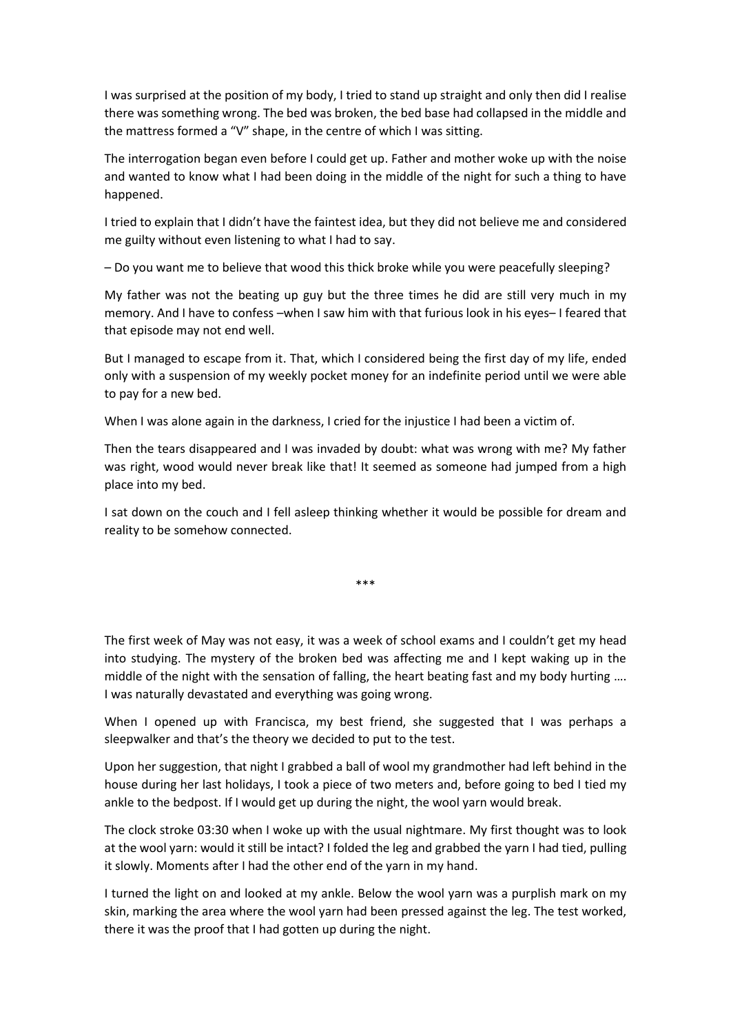I was surprised at the position of my body, I tried to stand up straight and only then did I realise there was something wrong. The bed was broken, the bed base had collapsed in the middle and the mattress formed a "V" shape, in the centre of which I was sitting.

The interrogation began even before I could get up. Father and mother woke up with the noise and wanted to know what I had been doing in the middle of the night for such a thing to have happened.

I tried to explain that I didn't have the faintest idea, but they did not believe me and considered me guilty without even listening to what I had to say.

– Do you want me to believe that wood this thick broke while you were peacefully sleeping?

My father was not the beating up guy but the three times he did are still very much in my memory. And I have to confess –when I saw him with that furious look in his eyes– I feared that that episode may not end well.

But I managed to escape from it. That, which I considered being the first day of my life, ended only with a suspension of my weekly pocket money for an indefinite period until we were able to pay for a new bed.

When I was alone again in the darkness, I cried for the injustice I had been a victim of.

Then the tears disappeared and I was invaded by doubt: what was wrong with me? My father was right, wood would never break like that! It seemed as someone had jumped from a high place into my bed.

I sat down on the couch and I fell asleep thinking whether it would be possible for dream and reality to be somehow connected.

***

The first week of May was not easy, it was a week of school exams and I couldn't get my head into studying. The mystery of the broken bed was affecting me and I kept waking up in the middle of the night with the sensation of falling, the heart beating fast and my body hurting …. I was naturally devastated and everything was going wrong.

When I opened up with Francisca, my best friend, she suggested that I was perhaps a sleepwalker and that's the theory we decided to put to the test.

Upon her suggestion, that night I grabbed a ball of wool my grandmother had left behind in the house during her last holidays, I took a piece of two meters and, before going to bed I tied my ankle to the bedpost. If I would get up during the night, the wool yarn would break.

The clock stroke 03:30 when I woke up with the usual nightmare. My first thought was to look at the wool yarn: would it still be intact? I folded the leg and grabbed the yarn I had tied, pulling it slowly. Moments after I had the other end of the yarn in my hand.

I turned the light on and looked at my ankle. Below the wool yarn was a purplish mark on my skin, marking the area where the wool yarn had been pressed against the leg. The test worked, there it was the proof that I had gotten up during the night.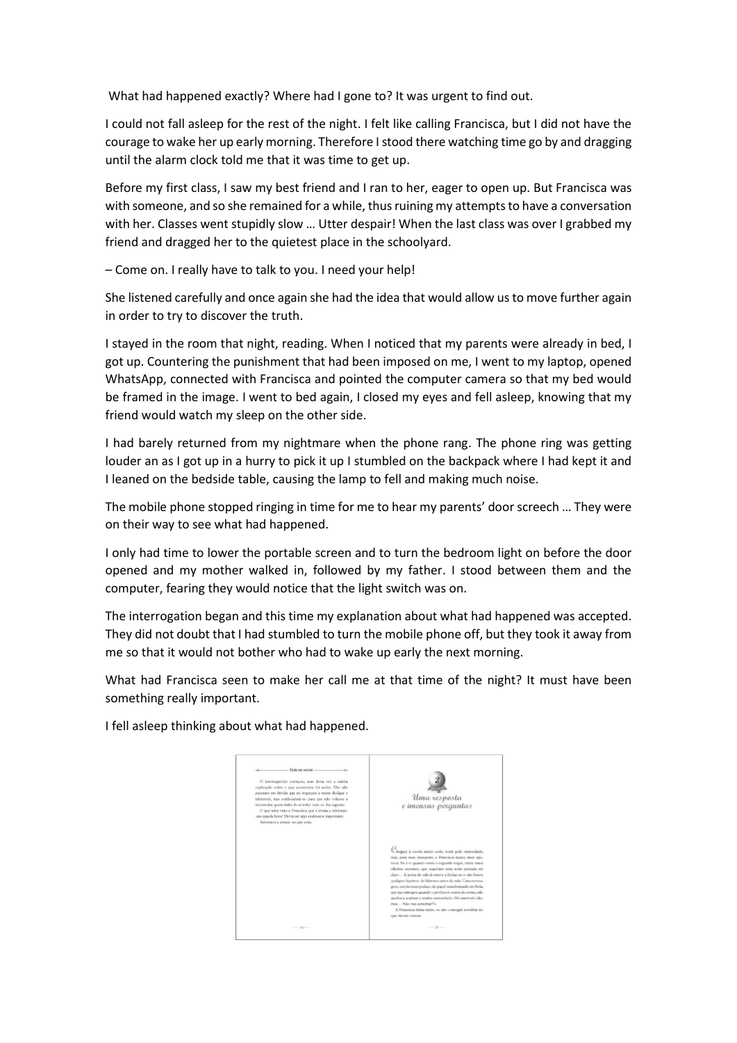What had happened exactly? Where had I gone to? It was urgent to find out.

I could not fall asleep for the rest of the night. I felt like calling Francisca, but I did not have the courage to wake her up early morning. Therefore I stood there watching time go by and dragging until the alarm clock told me that it was time to get up.

Before my first class, I saw my best friend and I ran to her, eager to open up. But Francisca was with someone, and so she remained for a while, thus ruining my attempts to have a conversation with her. Classes went stupidly slow … Utter despair! When the last class was over I grabbed my friend and dragged her to the quietest place in the schoolyard.

– Come on. I really have to talk to you. I need your help!

She listened carefully and once again she had the idea that would allow us to move further again in order to try to discover the truth.

I stayed in the room that night, reading. When I noticed that my parents were already in bed, I got up. Countering the punishment that had been imposed on me, I went to my laptop, opened WhatsApp, connected with Francisca and pointed the computer camera so that my bed would be framed in the image. I went to bed again, I closed my eyes and fell asleep, knowing that my friend would watch my sleep on the other side.

I had barely returned from my nightmare when the phone rang. The phone ring was getting louder an as I got up in a hurry to pick it up I stumbled on the backpack where I had kept it and I leaned on the bedside table, causing the lamp to fell and making much noise.

The mobile phone stopped ringing in time for me to hear my parents' door screech … They were on their way to see what had happened.

I only had time to lower the portable screen and to turn the bedroom light on before the door opened and my mother walked in, followed by my father. I stood between them and the computer, fearing they would notice that the light switch was on.

The interrogation began and this time my explanation about what had happened was accepted. They did not doubt that I had stumbled to turn the mobile phone off, but they took it away from me so that it would not bother who had to wake up early the next morning.

What had Francisca seen to make her call me at that time of the night? It must have been something really important.

I fell asleep thinking about what had happened.